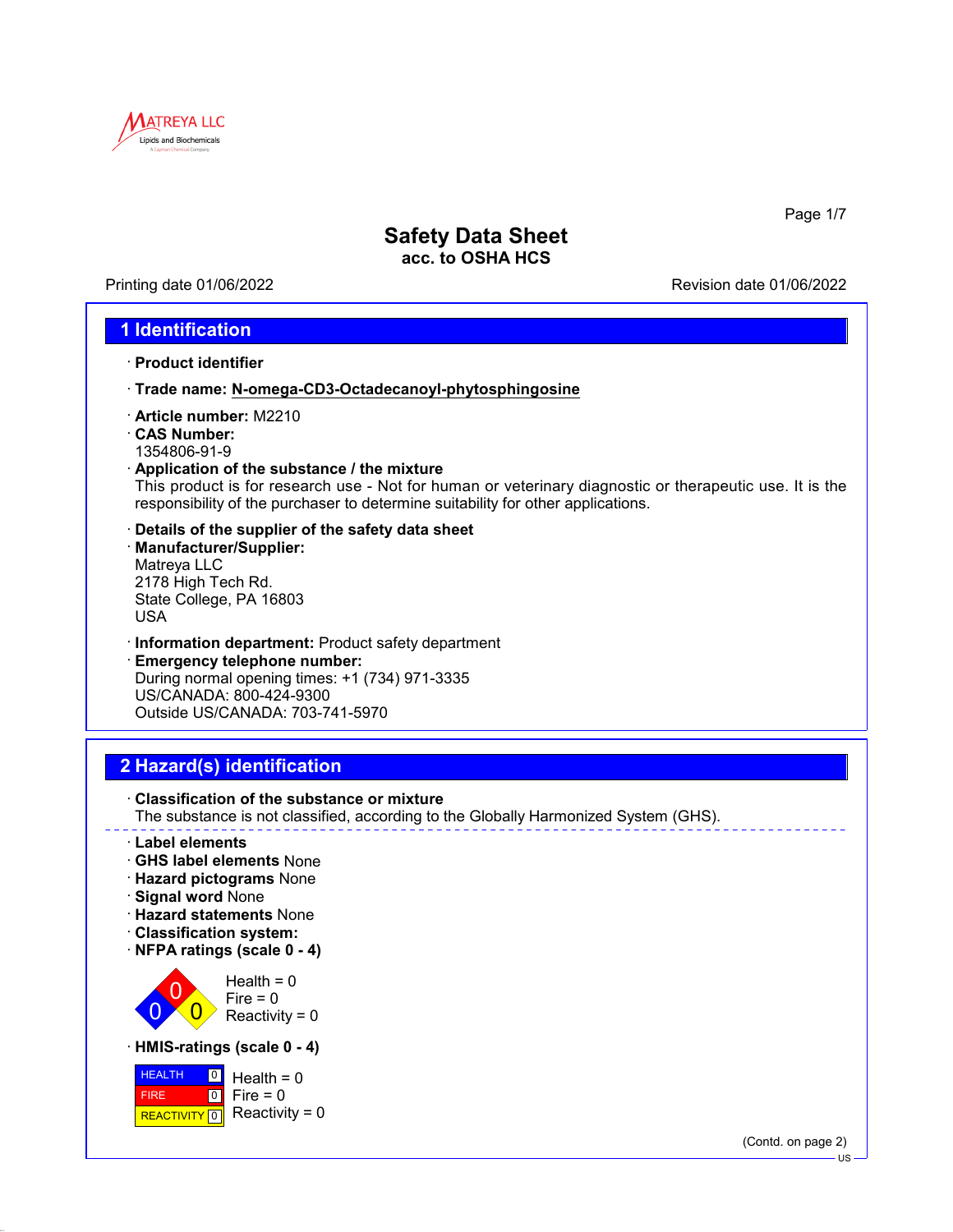# Safety Data Sheet
**acc. to OSHA HCS**

Printing date 01/06/2022 | Revision date 01/06/2022

## 1 Identification

· **Product identifier**

· **Trade name: N-omega-CD3-Octadecanoyl-phytosphingosine**

· **Article number:** M2210
· **CAS Number:**
1354806-91-9
· **Application of the substance / the mixture**
This product is for research use - Not for human or veterinary diagnostic or therapeutic use. It is the responsibility of the purchaser to determine suitability for other applications.

· **Details of the supplier of the safety data sheet**
· **Manufacturer/Supplier:**
Matreya LLC
2178 High Tech Rd.
State College, PA 16803
USA

· **Information department:** Product safety department
· **Emergency telephone number:**
During normal opening times: +1 (734) 971-3335
US/CANADA: 800-424-9300
Outside US/CANADA: 703-741-5970

## 2 Hazard(s) identification

· **Classification of the substance or mixture**
The substance is not classified, according to the Globally Harmonized System (GHS).

· **Label elements**
· **GHS label elements** None
· **Hazard pictograms** None
· **Signal word** None
· **Hazard statements** None
· **Classification system:**
· **NFPA ratings (scale 0 - 4)**

Health = 0
Fire = 0
Reactivity = 0

· **HMIS-ratings (scale 0 - 4)**

| | | |
|---|---|---|
| HEALTH | 0 | Health = 0 |
| FIRE | 0 | Fire = 0 |
| REACTIVITY | 0 | Reactivity = 0 |

(Contd. on page 2)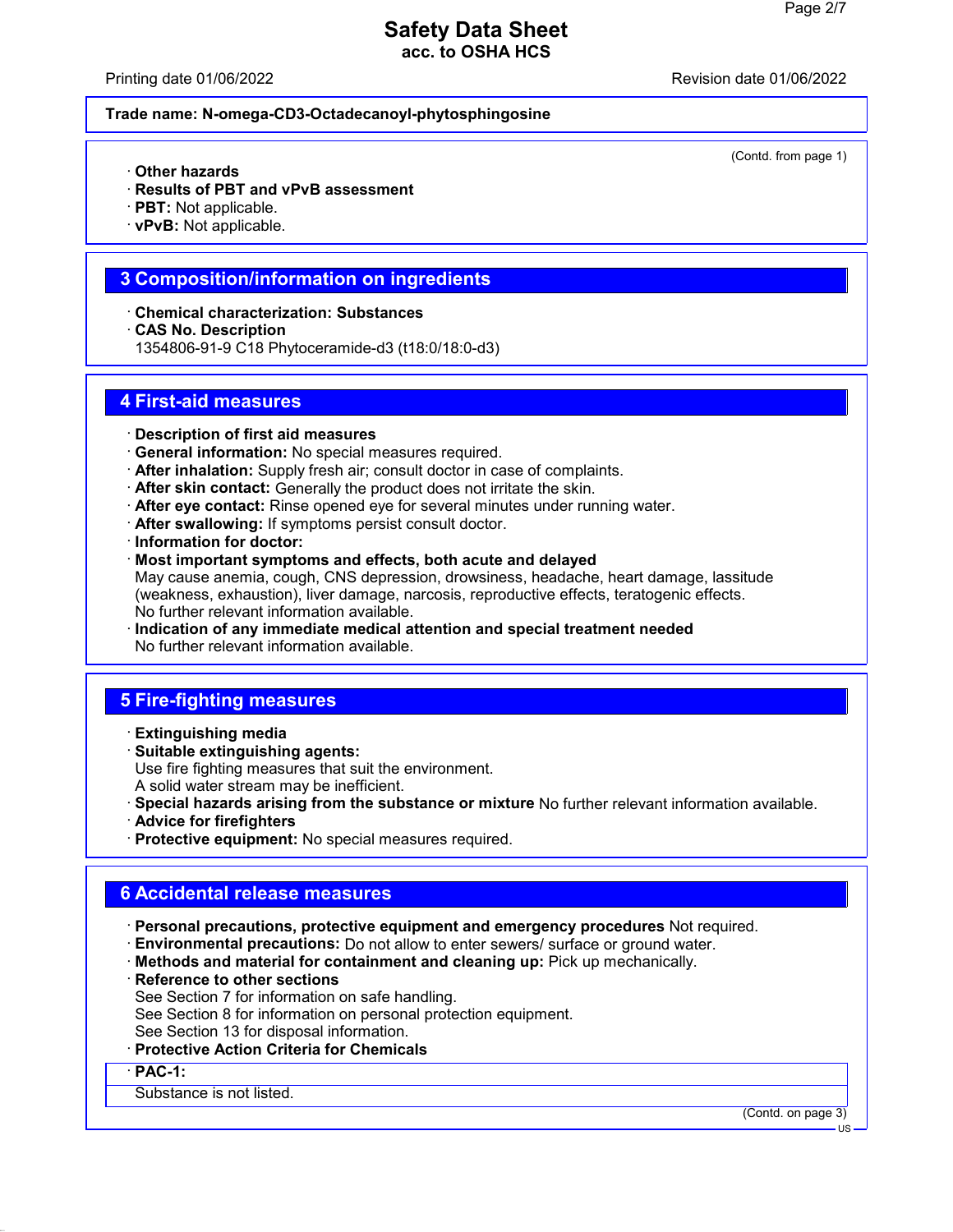(Contd. from page 1)

- **Other hazards**
- **Results of PBT and vPvB assessment**
- **PBT:** Not applicable.
- **vPvB:** Not applicable.

## 3 Composition/information on ingredients

- **Chemical characterization: Substances**
- **CAS No. Description**

  1354806-91-9 C18 Phytoceramide-d3 (t18:0/18:0-d3)

## 4 First-aid measures

- **Description of first aid measures**
- **General information:** No special measures required.
- **After inhalation:** Supply fresh air; consult doctor in case of complaints.
- **After skin contact:** Generally the product does not irritate the skin.
- **After eye contact:** Rinse opened eye for several minutes under running water.
- **After swallowing:** If symptoms persist consult doctor.
- **Information for doctor:**
- **Most important symptoms and effects, both acute and delayed**

  May cause anemia, cough, CNS depression, drowsiness, headache, heart damage, lassitude (weakness, exhaustion), liver damage, narcosis, reproductive effects, teratogenic effects.
  No further relevant information available.
- **Indication of any immediate medical attention and special treatment needed**

  No further relevant information available.

## 5 Fire-fighting measures

- **Extinguishing media**
- **Suitable extinguishing agents:**

  Use fire fighting measures that suit the environment.
  A solid water stream may be inefficient.
- **Special hazards arising from the substance or mixture** No further relevant information available.
- **Advice for firefighters**
- **Protective equipment:** No special measures required.

## 6 Accidental release measures

- **Personal precautions, protective equipment and emergency procedures** Not required.
- **Environmental precautions:** Do not allow to enter sewers/ surface or ground water.
- **Methods and material for containment and cleaning up:** Pick up mechanically.
- **Reference to other sections**

  See Section 7 for information on safe handling.
  See Section 8 for information on personal protection equipment.
  See Section 13 for disposal information.
- **Protective Action Criteria for Chemicals**
- **PAC-1:**

  Substance is not listed.

(Contd. on page 3)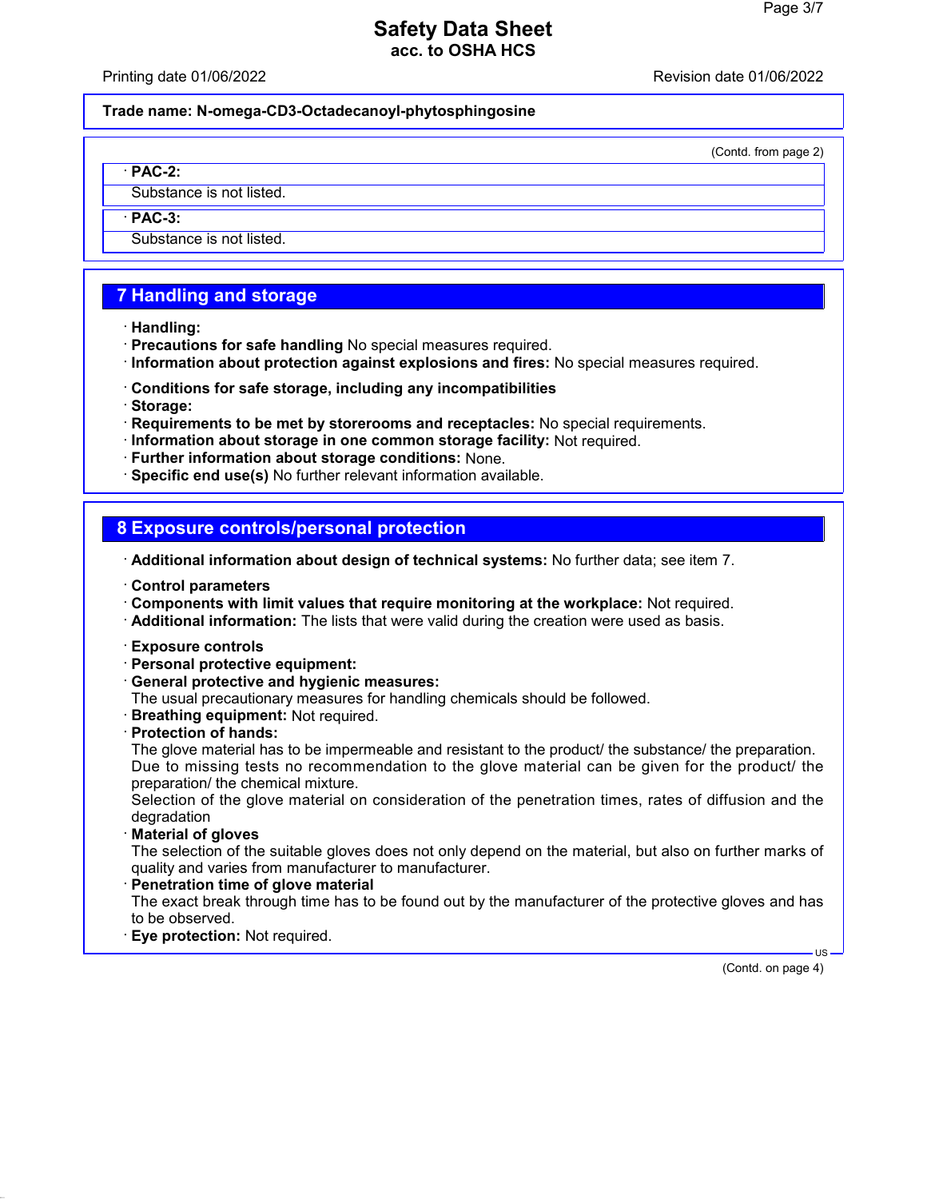(Contd. from page 2)

· **PAC-2:**

Substance is not listed.

· **PAC-3:**

Substance is not listed.

## 7 Handling and storage

· **Handling:**
· **Precautions for safe handling** No special measures required.
· **Information about protection against explosions and fires:** No special measures required.

· **Conditions for safe storage, including any incompatibilities**
· **Storage:**
· **Requirements to be met by storerooms and receptacles:** No special requirements.
· **Information about storage in one common storage facility:** Not required.
· **Further information about storage conditions:** None.
· **Specific end use(s)** No further relevant information available.

## 8 Exposure controls/personal protection

· **Additional information about design of technical systems:** No further data; see item 7.

· **Control parameters**
· **Components with limit values that require monitoring at the workplace:** Not required.
· **Additional information:** The lists that were valid during the creation were used as basis.

· **Exposure controls**
· **Personal protective equipment:**
· **General protective and hygienic measures:**
The usual precautionary measures for handling chemicals should be followed.
· **Breathing equipment:** Not required.
· **Protection of hands:**
The glove material has to be impermeable and resistant to the product/ the substance/ the preparation.
Due to missing tests no recommendation to the glove material can be given for the product/ the preparation/ the chemical mixture.
Selection of the glove material on consideration of the penetration times, rates of diffusion and the degradation
· **Material of gloves**
The selection of the suitable gloves does not only depend on the material, but also on further marks of quality and varies from manufacturer to manufacturer.
· **Penetration time of glove material**
The exact break through time has to be found out by the manufacturer of the protective gloves and has to be observed.
· **Eye protection:** Not required.

(Contd. on page 4)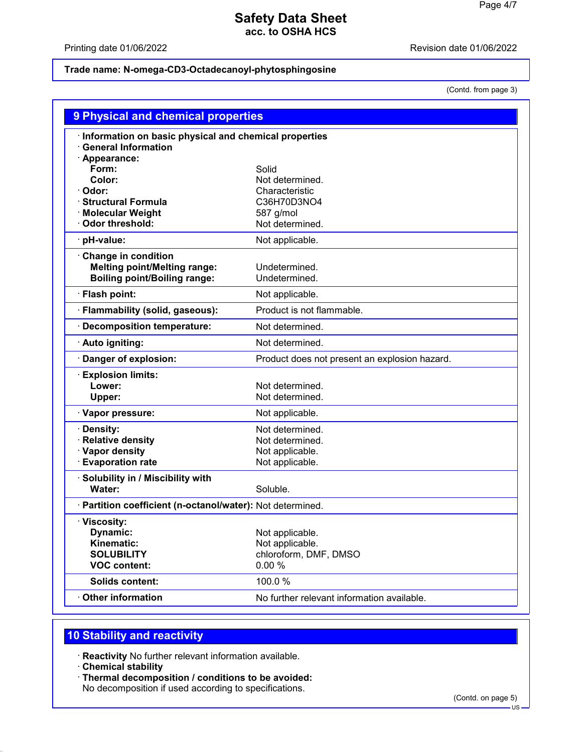# Safety Data Sheet
**acc. to OSHA HCS**

Printing date 01/06/2022 Revision date 01/06/2022

**Trade name: N-omega-CD3-Octadecanoyl-phytosphingosine**

(Contd. from page 3)

## 9 Physical and chemical properties

| Property | Value |
|---|---|
| · **Information on basic physical and chemical properties** | |
| · **General Information** | |
| · **Appearance:** | |
| **Form:** | Solid |
| **Color:** | Not determined. |
| · **Odor:** | Characteristic |
| · **Structural Formula** | C36H70D3NO4 |
| · **Molecular Weight** | 587 g/mol |
| · **Odor threshold:** | Not determined. |
| · **pH-value:** | Not applicable. |
| · **Change in condition** | |
| **Melting point/Melting range:** | Undetermined. |
| **Boiling point/Boiling range:** | Undetermined. |
| · **Flash point:** | Not applicable. |
| · **Flammability (solid, gaseous):** | Product is not flammable. |
| · **Decomposition temperature:** | Not determined. |
| · **Auto igniting:** | Not determined. |
| · **Danger of explosion:** | Product does not present an explosion hazard. |
| · **Explosion limits:** | |
| **Lower:** | Not determined. |
| **Upper:** | Not determined. |
| · **Vapor pressure:** | Not applicable. |
| · **Density:** | Not determined. |
| · **Relative density** | Not determined. |
| · **Vapor density** | Not applicable. |
| · **Evaporation rate** | Not applicable. |
| · **Solubility in / Miscibility with** | |
| **Water:** | Soluble. |
| · **Partition coefficient (n-octanol/water):** | Not determined. |
| · **Viscosity:** | |
| **Dynamic:** | Not applicable. |
| **Kinematic:** | Not applicable. |
| **SOLUBILITY** | chloroform, DMF, DMSO |
| **VOC content:** | 0.00 % |
| **Solids content:** | 100.0 % |
| · **Other information** | No further relevant information available. |

## 10 Stability and reactivity

· **Reactivity** No further relevant information available.
· **Chemical stability**
· **Thermal decomposition / conditions to be avoided:**
No decomposition if used according to specifications.

(Contd. on page 5)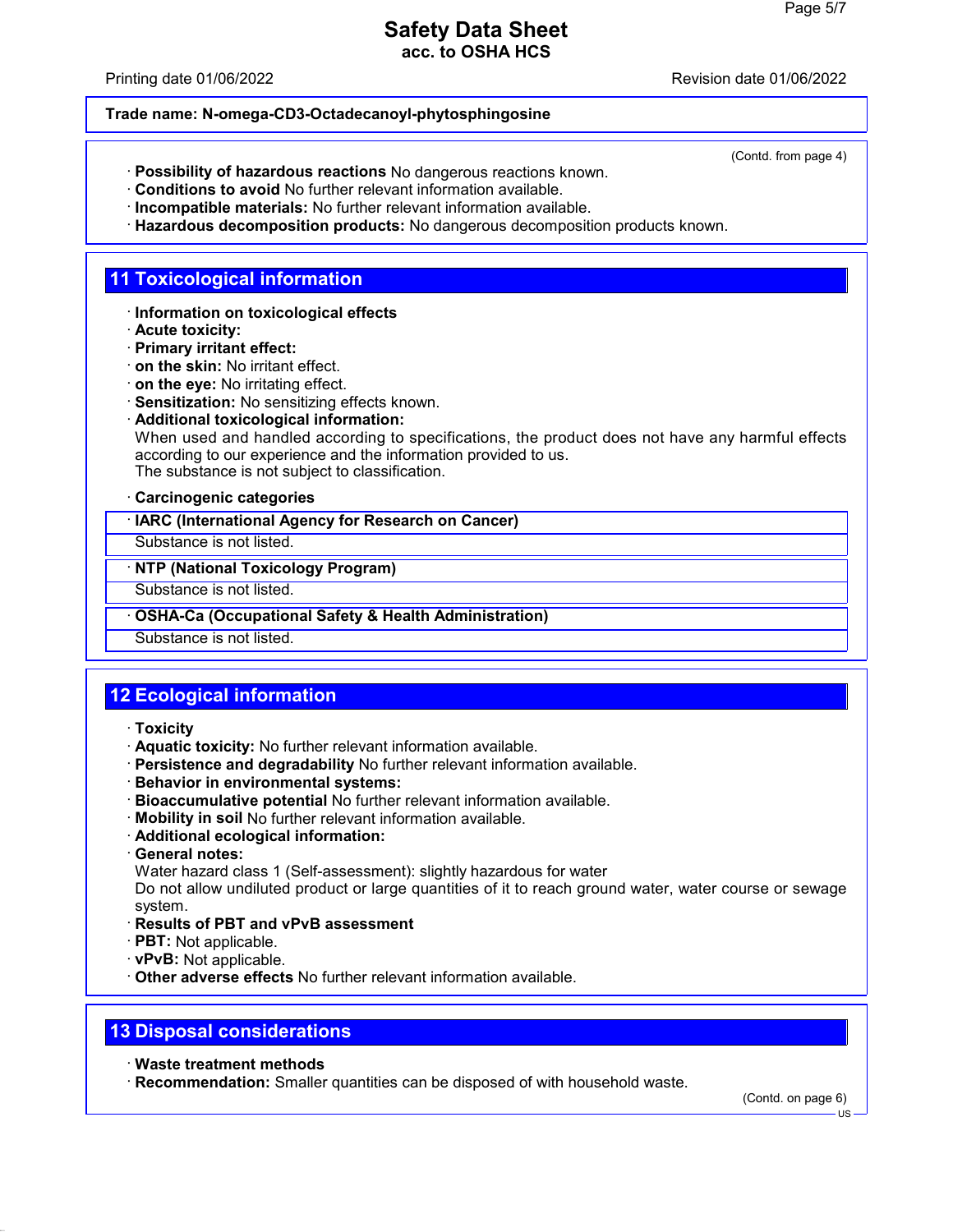(Contd. from page 4)

· **Possibility of hazardous reactions** No dangerous reactions known.
· **Conditions to avoid** No further relevant information available.
· **Incompatible materials:** No further relevant information available.
· **Hazardous decomposition products:** No dangerous decomposition products known.

## 11 Toxicological information

· **Information on toxicological effects**
· **Acute toxicity:**
· **Primary irritant effect:**
· **on the skin:** No irritant effect.
· **on the eye:** No irritating effect.
· **Sensitization:** No sensitizing effects known.
· **Additional toxicological information:**
When used and handled according to specifications, the product does not have any harmful effects according to our experience and the information provided to us.
The substance is not subject to classification.

· **Carcinogenic categories**

· **IARC (International Agency for Research on Cancer)**
Substance is not listed.

· **NTP (National Toxicology Program)**
Substance is not listed.

· **OSHA-Ca (Occupational Safety & Health Administration)**
Substance is not listed.

## 12 Ecological information

· **Toxicity**
· **Aquatic toxicity:** No further relevant information available.
· **Persistence and degradability** No further relevant information available.
· **Behavior in environmental systems:**
· **Bioaccumulative potential** No further relevant information available.
· **Mobility in soil** No further relevant information available.
· **Additional ecological information:**
· **General notes:**
Water hazard class 1 (Self-assessment): slightly hazardous for water
Do not allow undiluted product or large quantities of it to reach ground water, water course or sewage system.
· **Results of PBT and vPvB assessment**
· **PBT:** Not applicable.
· **vPvB:** Not applicable.
· **Other adverse effects** No further relevant information available.

## 13 Disposal considerations

· **Waste treatment methods**
· **Recommendation:** Smaller quantities can be disposed of with household waste.

(Contd. on page 6)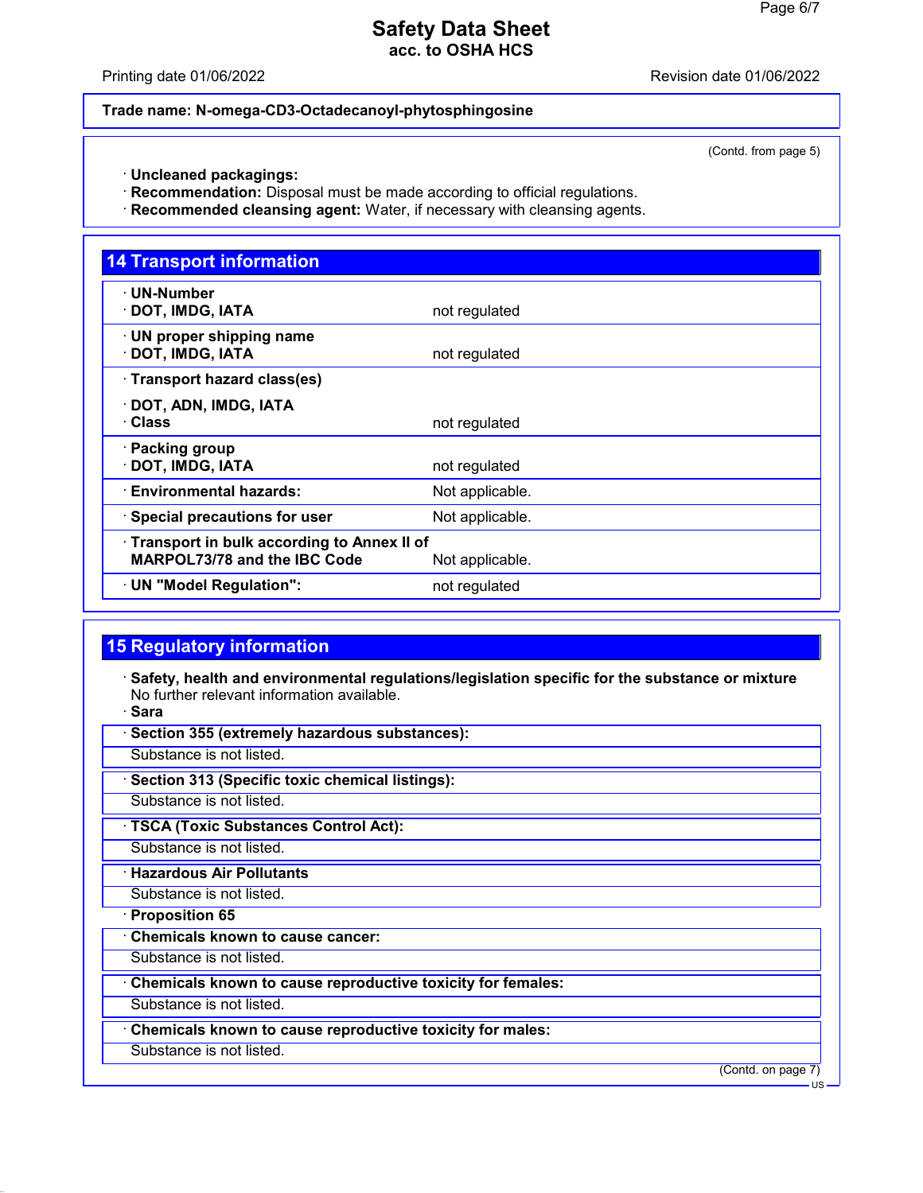Trade name: N-omega-CD3-Octadecanoyl-phytosphingosine

(Contd. from page 5)

· **Uncleaned packagings:**
· **Recommendation:** Disposal must be made according to official regulations.
· **Recommended cleansing agent:** Water, if necessary with cleansing agents.

## 14 Transport information

| | |
|---|---|
| · **UN-Number** · **DOT, IMDG, IATA** | not regulated |
| · **UN proper shipping name** · **DOT, IMDG, IATA** | not regulated |
| · **Transport hazard class(es)** · **DOT, ADN, IMDG, IATA** · **Class** | not regulated |
| · **Packing group** · **DOT, IMDG, IATA** | not regulated |
| · **Environmental hazards:** | Not applicable. |
| · **Special precautions for user** | Not applicable. |
| · **Transport in bulk according to Annex II of MARPOL73/78 and the IBC Code** | Not applicable. |
| · **UN "Model Regulation":** | not regulated |

## 15 Regulatory information

· **Safety, health and environmental regulations/legislation specific for the substance or mixture**
No further relevant information available.

· **Sara**

· **Section 355 (extremely hazardous substances):**
Substance is not listed.

· **Section 313 (Specific toxic chemical listings):**
Substance is not listed.

· **TSCA (Toxic Substances Control Act):**
Substance is not listed.

· **Hazardous Air Pollutants**
Substance is not listed.

· **Proposition 65**

· **Chemicals known to cause cancer:**
Substance is not listed.

· **Chemicals known to cause reproductive toxicity for females:**
Substance is not listed.

· **Chemicals known to cause reproductive toxicity for males:**
Substance is not listed.

(Contd. on page 7)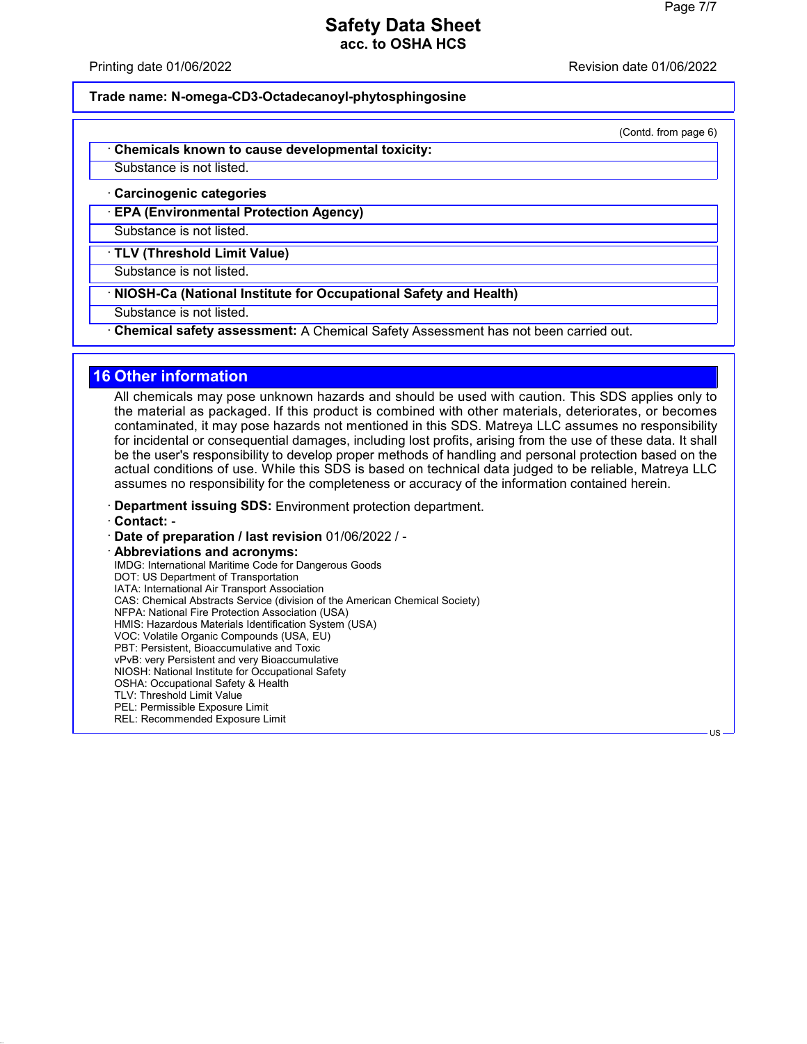**Trade name: N-omega-CD3-Octadecanoyl-phytosphingosine**

(Contd. from page 6)

· **Chemicals known to cause developmental toxicity:**

Substance is not listed.

· **Carcinogenic categories**

· **EPA (Environmental Protection Agency)**

Substance is not listed.

· **TLV (Threshold Limit Value)**

Substance is not listed.

· **NIOSH-Ca (National Institute for Occupational Safety and Health)**

Substance is not listed.

· **Chemical safety assessment:** A Chemical Safety Assessment has not been carried out.

## 16 Other information

All chemicals may pose unknown hazards and should be used with caution. This SDS applies only to the material as packaged. If this product is combined with other materials, deteriorates, or becomes contaminated, it may pose hazards not mentioned in this SDS. Matreya LLC assumes no responsibility for incidental or consequential damages, including lost profits, arising from the use of these data. It shall be the user's responsibility to develop proper methods of handling and personal protection based on the actual conditions of use. While this SDS is based on technical data judged to be reliable, Matreya LLC assumes no responsibility for the completeness or accuracy of the information contained herein.

· **Department issuing SDS:** Environment protection department.

· **Contact:** -

· **Date of preparation / last revision** 01/06/2022 / -

· **Abbreviations and acronyms:**

IMDG: International Maritime Code for Dangerous Goods
DOT: US Department of Transportation
IATA: International Air Transport Association
CAS: Chemical Abstracts Service (division of the American Chemical Society)
NFPA: National Fire Protection Association (USA)
HMIS: Hazardous Materials Identification System (USA)
VOC: Volatile Organic Compounds (USA, EU)
PBT: Persistent, Bioaccumulative and Toxic
vPvB: very Persistent and very Bioaccumulative
NIOSH: National Institute for Occupational Safety
OSHA: Occupational Safety & Health
TLV: Threshold Limit Value
PEL: Permissible Exposure Limit
REL: Recommended Exposure Limit